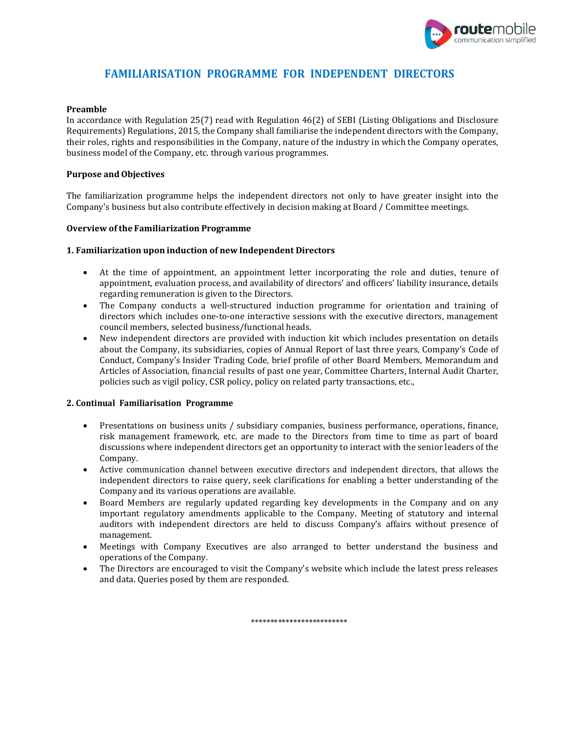# FAMILIARISATION PROGRAMME FOR INDEPENDENT DIRECTORS

**Preamble**

In accordance with Regulation 25(7) read with Regulation 46(2) of SEBI (Listing Obligations and Disclosure Requirements) Regulations, 2015, the Company shall familiarise the independent directors with the Company, their roles, rights and responsibilities in the Company, nature of the industry in which the Company operates, business model of the Company, etc. through various programmes.

**Purpose and Objectives**

The familiarization programme helps the independent directors not only to have greater insight into the Company's business but also contribute effectively in decision making at Board / Committee meetings.

**Overview of the Familiarization Programme**

**1. Familiarization upon induction of new Independent Directors**

- At the time of appointment, an appointment letter incorporating the role and duties, tenure of appointment, evaluation process, and availability of directors' and officers' liability insurance, details regarding remuneration is given to the Directors.
- The Company conducts a well-structured induction programme for orientation and training of directors which includes one-to-one interactive sessions with the executive directors, management council members, selected business/functional heads.
- New independent directors are provided with induction kit which includes presentation on details about the Company, its subsidiaries, copies of Annual Report of last three years, Company's Code of Conduct, Company's Insider Trading Code, brief profile of other Board Members, Memorandum and Articles of Association, financial results of past one year, Committee Charters, Internal Audit Charter, policies such as vigil policy, CSR policy, policy on related party transactions, etc.,

**2. Continual Familiarisation Programme**

- Presentations on business units / subsidiary companies, business performance, operations, finance, risk management framework, etc. are made to the Directors from time to time as part of board discussions where independent directors get an opportunity to interact with the senior leaders of the Company.
- Active communication channel between executive directors and independent directors, that allows the independent directors to raise query, seek clarifications for enabling a better understanding of the Company and its various operations are available.
- Board Members are regularly updated regarding key developments in the Company and on any important regulatory amendments applicable to the Company. Meeting of statutory and internal auditors with independent directors are held to discuss Company's affairs without presence of management.
- Meetings with Company Executives are also arranged to better understand the business and operations of the Company.
- The Directors are encouraged to visit the Company's website which include the latest press releases and data. Queries posed by them are responded.

*************************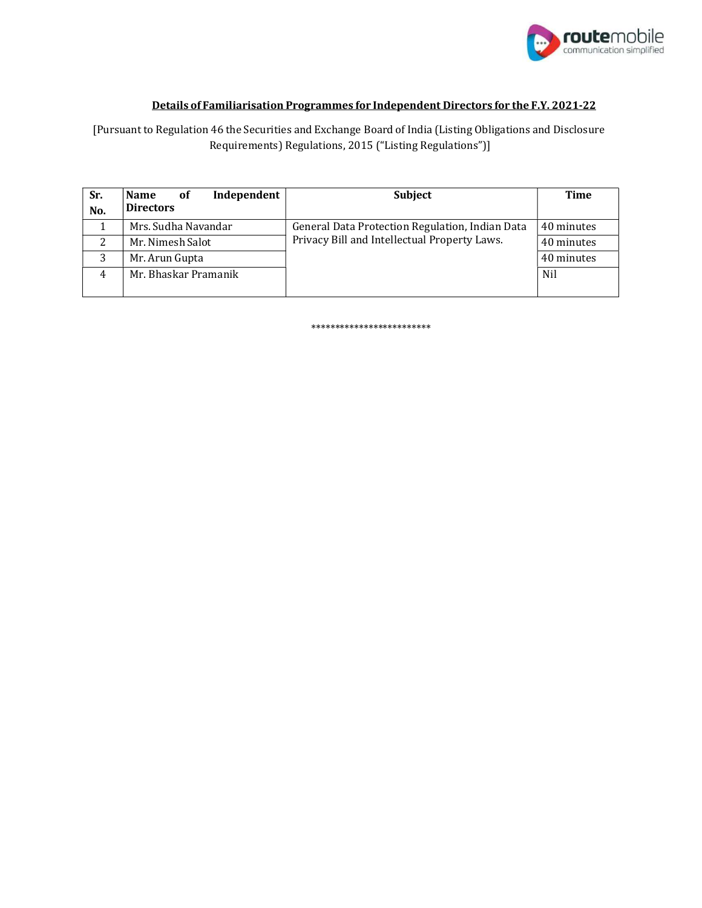**Details of Familiarisation Programmes for Independent Directors for the F.Y. 2021-22**

[Pursuant to Regulation 46 the Securities and Exchange Board of India (Listing Obligations and Disclosure Requirements) Regulations, 2015 ("Listing Regulations")]

| Sr. No. | Name of Independent Directors | Subject | Time |
|---|---|---|---|
| 1 | Mrs. Sudha Navandar | General Data Protection Regulation, Indian Data Privacy Bill and Intellectual Property Laws. | 40 minutes |
| 2 | Mr. Nimesh Salot | | 40 minutes |
| 3 | Mr. Arun Gupta | | 40 minutes |
| 4 | Mr. Bhaskar Pramanik | | Nil |

*************************